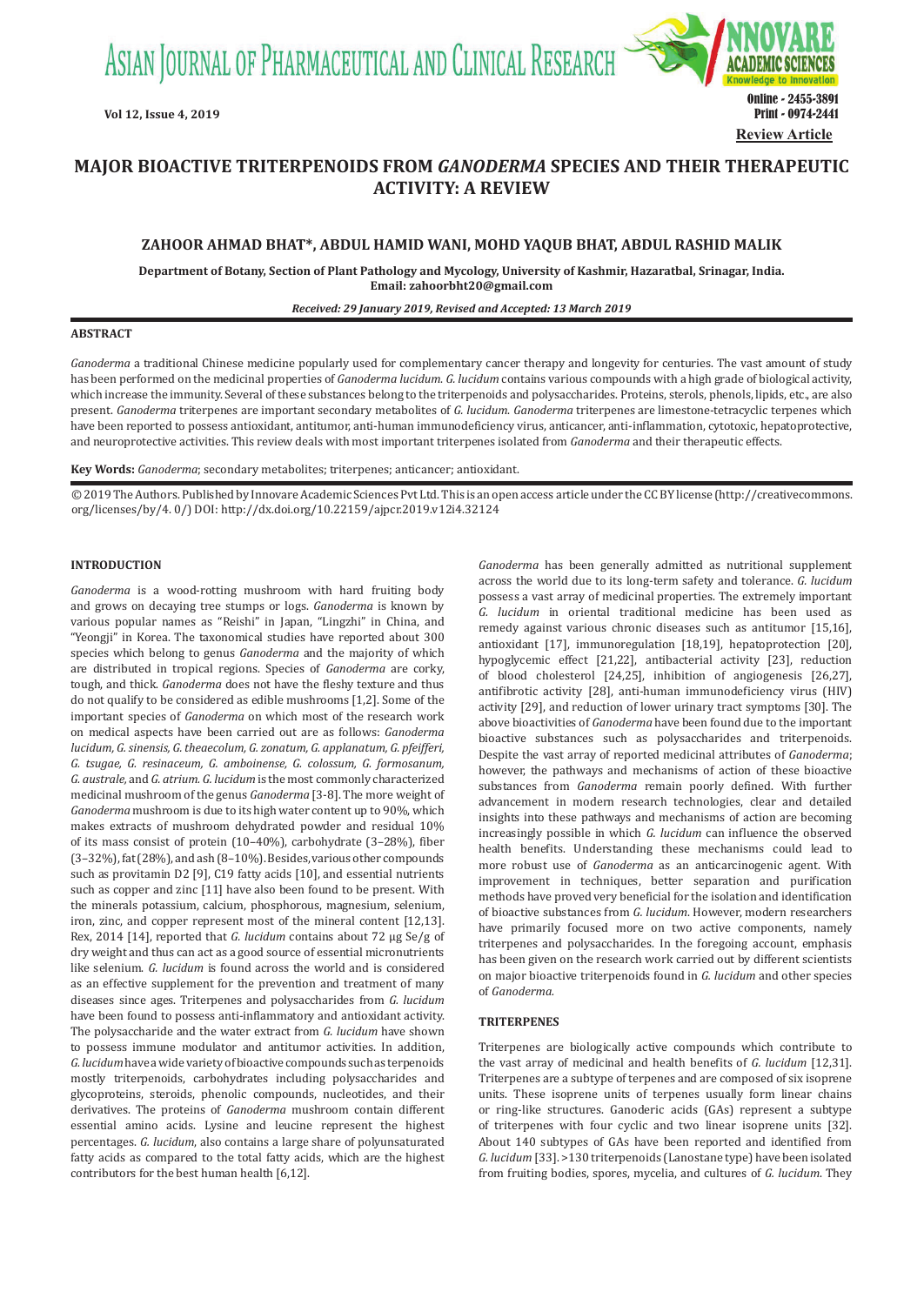# MAJOR BIOACTIVE TRITERPENOIDS FROM *GANODERMA* SPECIES AND THEIR THERAPEUTIC ACTIVITY: A REVIEW

**ZAHOOR AHMAD BHAT\*, ABDUL HAMID WANI, MOHD YAQUB BHAT, ABDUL RASHID MALIK**

**Department of Botany, Section of Plant Pathology and Mycology, University of Kashmir, Hazaratbal, Srinagar, India. Email: zahoorbht20@gmail.com**

***Received: 29 January 2019, Revised and Accepted: 13 March 2019***

## ABSTRACT

*Ganoderma* a traditional Chinese medicine popularly used for complementary cancer therapy and longevity for centuries. The vast amount of study has been performed on the medicinal properties of *Ganoderma lucidum*. *G. lucidum* contains various compounds with a high grade of biological activity, which increase the immunity. Several of these substances belong to the triterpenoids and polysaccharides. Proteins, sterols, phenols, lipids, etc., are also present. *Ganoderma* triterpenes are important secondary metabolites of *G. lucidum*. *Ganoderma* triterpenes are limestone-tetracyclic terpenes which have been reported to possess antioxidant, antitumor, anti-human immunodeficiency virus, anticancer, anti-inflammation, cytotoxic, hepatoprotective, and neuroprotective activities. This review deals with most important triterpenes isolated from *Ganoderma* and their therapeutic effects.

**Key Words:** *Ganoderma*; secondary metabolites; triterpenes; anticancer; antioxidant.

© 2019 The Authors. Published by Innovare Academic Sciences Pvt Ltd. This is an open access article under the CC BY license (http://creativecommons.org/licenses/by/4. 0/) DOI: http://dx.doi.org/10.22159/ajpcr.2019.v12i4.32124

## INTRODUCTION

*Ganoderma* is a wood-rotting mushroom with hard fruiting body and grows on decaying tree stumps or logs. *Ganoderma* is known by various popular names as "Reishi" in Japan, "Lingzhi" in China, and "Yeongji" in Korea. The taxonomical studies have reported about 300 species which belong to genus *Ganoderma* and the majority of which are distributed in tropical regions. Species of *Ganoderma* are corky, tough, and thick. *Ganoderma* does not have the fleshy texture and thus do not qualify to be considered as edible mushrooms [1,2]. Some of the important species of *Ganoderma* on which most of the research work on medical aspects have been carried out are as follows: *Ganoderma lucidum, G. sinensis, G. theaecolum, G. zonatum, G. applanatum, G. pfeifferi, G. tsugae, G. resinaceum, G. amboinense, G. colossum, G. formosanum, G. australe,* and *G. atrium. G. lucidum* is the most commonly characterized medicinal mushroom of the genus *Ganoderma* [3-8]. The more weight of *Ganoderma* mushroom is due to its high water content up to 90%, which makes extracts of mushroom dehydrated powder and residual 10% of its mass consist of protein (10–40%), carbohydrate (3–28%), fiber (3–32%), fat (28%), and ash (8–10%). Besides, various other compounds such as provitamin D2 [9], C19 fatty acids [10], and essential nutrients such as copper and zinc [11] have also been found to be present. With the minerals potassium, calcium, phosphorous, magnesium, selenium, iron, zinc, and copper represent most of the mineral content [12,13]. Rex, 2014 [14], reported that *G. lucidum* contains about 72 µg Se/g of dry weight and thus can act as a good source of essential micronutrients like selenium. *G. lucidum* is found across the world and is considered as an effective supplement for the prevention and treatment of many diseases since ages. Triterpenes and polysaccharides from *G. lucidum* have been found to possess anti-inflammatory and antioxidant activity. The polysaccharide and the water extract from *G. lucidum* have shown to possess immune modulator and antitumor activities. In addition, *G. lucidum* have a wide variety of bioactive compounds such as terpenoids mostly triterpenoids, carbohydrates including polysaccharides and glycoproteins, steroids, phenolic compounds, nucleotides, and their derivatives. The proteins of *Ganoderma* mushroom contain different essential amino acids. Lysine and leucine represent the highest percentages. *G. lucidum*, also contains a large share of polyunsaturated fatty acids as compared to the total fatty acids, which are the highest contributors for the best human health [6,12].

*Ganoderma* has been generally admitted as nutritional supplement across the world due to its long-term safety and tolerance. *G. lucidum* possess a vast array of medicinal properties. The extremely important *G. lucidum* in oriental traditional medicine has been used as remedy against various chronic diseases such as antitumor [15,16], antioxidant [17], immunoregulation [18,19], hepatoprotection [20], hypoglycemic effect [21,22], antibacterial activity [23], reduction of blood cholesterol [24,25], inhibition of angiogenesis [26,27], antifibrotic activity [28], anti-human immunodeficiency virus (HIV) activity [29], and reduction of lower urinary tract symptoms [30]. The above bioactivities of *Ganoderma* have been found due to the important bioactive substances such as polysaccharides and triterpenoids. Despite the vast array of reported medicinal attributes of *Ganoderma*; however, the pathways and mechanisms of action of these bioactive substances from *Ganoderma* remain poorly defined. With further advancement in modern research technologies, clear and detailed insights into these pathways and mechanisms of action are becoming increasingly possible in which *G. lucidum* can influence the observed health benefits. Understanding these mechanisms could lead to more robust use of *Ganoderma* as an anticarcinogenic agent. With improvement in techniques, better separation and purification methods have proved very beneficial for the isolation and identification of bioactive substances from *G. lucidum*. However, modern researchers have primarily focused more on two active components, namely triterpenes and polysaccharides. In the foregoing account, emphasis has been given on the research work carried out by different scientists on major bioactive triterpenoids found in *G. lucidum* and other species of *Ganoderma*.

## TRITERPENES

Triterpenes are biologically active compounds which contribute to the vast array of medicinal and health benefits of *G. lucidum* [12,31]. Triterpenes are a subtype of terpenes and are composed of six isoprene units. These isoprene units of terpenes usually form linear chains or ring-like structures. Ganoderic acids (GAs) represent a subtype of triterpenes with four cyclic and two linear isoprene units [32]. About 140 subtypes of GAs have been reported and identified from *G. lucidum* [33]. >130 triterpenoids (Lanostane type) have been isolated from fruiting bodies, spores, mycelia, and cultures of *G. lucidum*. They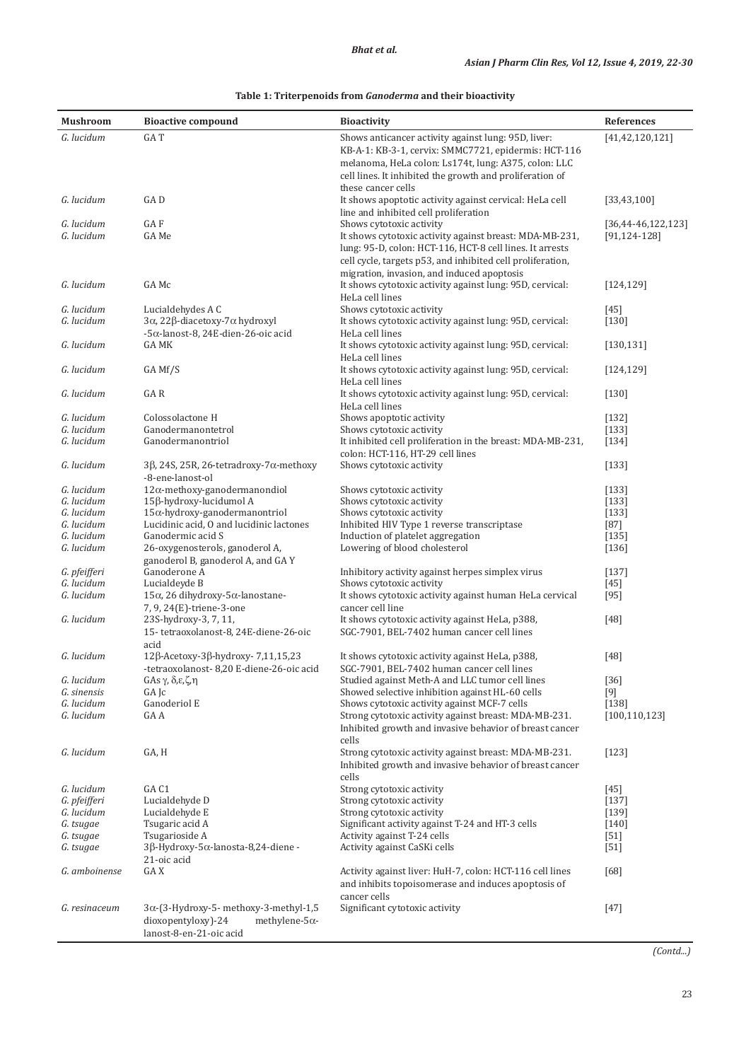**Table 1: Triterpenoids from *Ganoderma* and their bioactivity**

| Mushroom | Bioactive compound | Bioactivity | References |
|---|---|---|---|
| *G. lucidum* | GA T | Shows anticancer activity against lung: 95D, liver: KB-A-1: KB-3-1, cervix: SMMC7721, epidermis: HCT-116 melanoma, HeLa colon: Ls174t, lung: A375, colon: LLC cell lines. It inhibited the growth and proliferation of these cancer cells | [41,42,120,121] |
| *G. lucidum* | GA D | It shows apoptotic activity against cervical: HeLa cell line and inhibited cell proliferation | [33,43,100] |
| *G. lucidum* | GA F | Shows cytotoxic activity | [36,44-46,122,123] |
| *G. lucidum* | GA Me | It shows cytotoxic activity against breast: MDA-MB-231, lung: 95-D, colon: HCT-116, HCT-8 cell lines. It arrests cell cycle, targets p53, and inhibited cell proliferation, migration, invasion, and induced apoptosis | [91,124-128] |
| *G. lucidum* | GA Mc | It shows cytotoxic activity against lung: 95D, cervical: HeLa cell lines | [124,129] |
| *G. lucidum* | Lucialdehydes A C | Shows cytotoxic activity | [45] |
| *G. lucidum* | 3α, 22β-diacetoxy-7α hydroxyl -5α-lanost-8, 24E-dien-26-oic acid | It shows cytotoxic activity against lung: 95D, cervical: HeLa cell lines | [130] |
| *G. lucidum* | GA MK | It shows cytotoxic activity against lung: 95D, cervical: HeLa cell lines | [130,131] |
| *G. lucidum* | GA Mf/S | It shows cytotoxic activity against lung: 95D, cervical: HeLa cell lines | [124,129] |
| *G. lucidum* | GA R | It shows cytotoxic activity against lung: 95D, cervical: HeLa cell lines | [130] |
| *G. lucidum* | Colossolactone H | Shows apoptotic activity | [132] |
| *G. lucidum* | Ganodermanontetrol | Shows cytotoxic activity | [133] |
| *G. lucidum* | Ganodermanontriol | It inhibited cell proliferation in the breast: MDA-MB-231, colon: HCT-116, HT-29 cell lines | [134] |
| *G. lucidum* | 3β, 24S, 25R, 26-tetradroxy-7α-methoxy -8-ene-lanost-ol | Shows cytotoxic activity | [133] |
| *G. lucidum* | 12α-methoxy-ganodermanondiol | Shows cytotoxic activity | [133] |
| *G. lucidum* | 15β-hydroxy-lucidumol A | Shows cytotoxic activity | [133] |
| *G. lucidum* | 15α-hydroxy-ganodermanontriol | Shows cytotoxic activity | [133] |
| *G. lucidum* | Lucidinic acid, O and lucidinic lactones | Inhibited HIV Type 1 reverse transcriptase | [87] |
| *G. lucidum* | Ganodermic acid S | Induction of platelet aggregation | [135] |
| *G. lucidum* | 26-oxygenosterols, ganoderol A, ganoderol B, ganoderol A, and GA Y | Lowering of blood cholesterol | [136] |
| *G. pfeifferi* | Ganoderone A | Inhibitory activity against herpes simplex virus | [137] |
| *G. lucidum* | Lucialdeyde B | Shows cytotoxic activity | [45] |
| *G. lucidum* | 15α, 26 dihydroxy-5α-lanostane-7, 9, 24(E)-triene-3-one | It shows cytotoxic activity against human HeLa cervical cancer cell line | [95] |
| *G. lucidum* | 23S-hydroxy-3, 7, 11, 15- tetraoxolanost-8, 24E-diene-26-oic acid | It shows cytotoxic activity against HeLa, p388, SGC-7901, BEL-7402 human cancer cell lines | [48] |
| *G. lucidum* | 12β-Acetoxy-3β-hydroxy- 7,11,15,23 -tetraoxolanost- 8,20 E-diene-26-oic acid | It shows cytotoxic activity against HeLa, p388, SGC-7901, BEL-7402 human cancer cell lines | [48] |
| *G. lucidum* | GAs γ, δ,ε,ζ,η | Studied against Meth-A and LLC tumor cell lines | [36] |
| *G. sinensis* | GA Jc | Showed selective inhibition against HL-60 cells | [9] |
| *G. lucidum* | Ganoderiol E | Shows cytotoxic activity against MCF-7 cells | [138] |
| *G. lucidum* | GA A | Strong cytotoxic activity against breast: MDA-MB-231. Inhibited growth and invasive behavior of breast cancer cells | [100,110,123] |
| *G. lucidum* | GA, H | Strong cytotoxic activity against breast: MDA-MB-231. Inhibited growth and invasive behavior of breast cancer cells | [123] |
| *G. lucidum* | GA C1 | Strong cytotoxic activity | [45] |
| *G. pfeifferi* | Lucialdehyde D | Strong cytotoxic activity | [137] |
| *G. lucidum* | Lucialdehyde E | Strong cytotoxic activity | [139] |
| *G. tsugae* | Tsugaric acid A | Significant activity against T-24 and HT-3 cells | [140] |
| *G. tsugae* | Tsugarioside A | Activity against T-24 cells | [51] |
| *G. tsugae* | 3β-Hydroxy-5α-lanosta-8,24-diene -21-oic acid | Activity against CaSKi cells | [51] |
| *G. amboinense* | GA X | Activity against liver: HuH-7, colon: HCT-116 cell lines and inhibits topoisomerase and induces apoptosis of cancer cells | [68] |
| *G. resinaceum* | 3α-(3-Hydroxy-5- methoxy-3-methyl-1,5 dioxopentyloxy)-24 methylene-5α-lanost-8-en-21-oic acid | Significant cytotoxic activity | [47] |

*(Contd...)*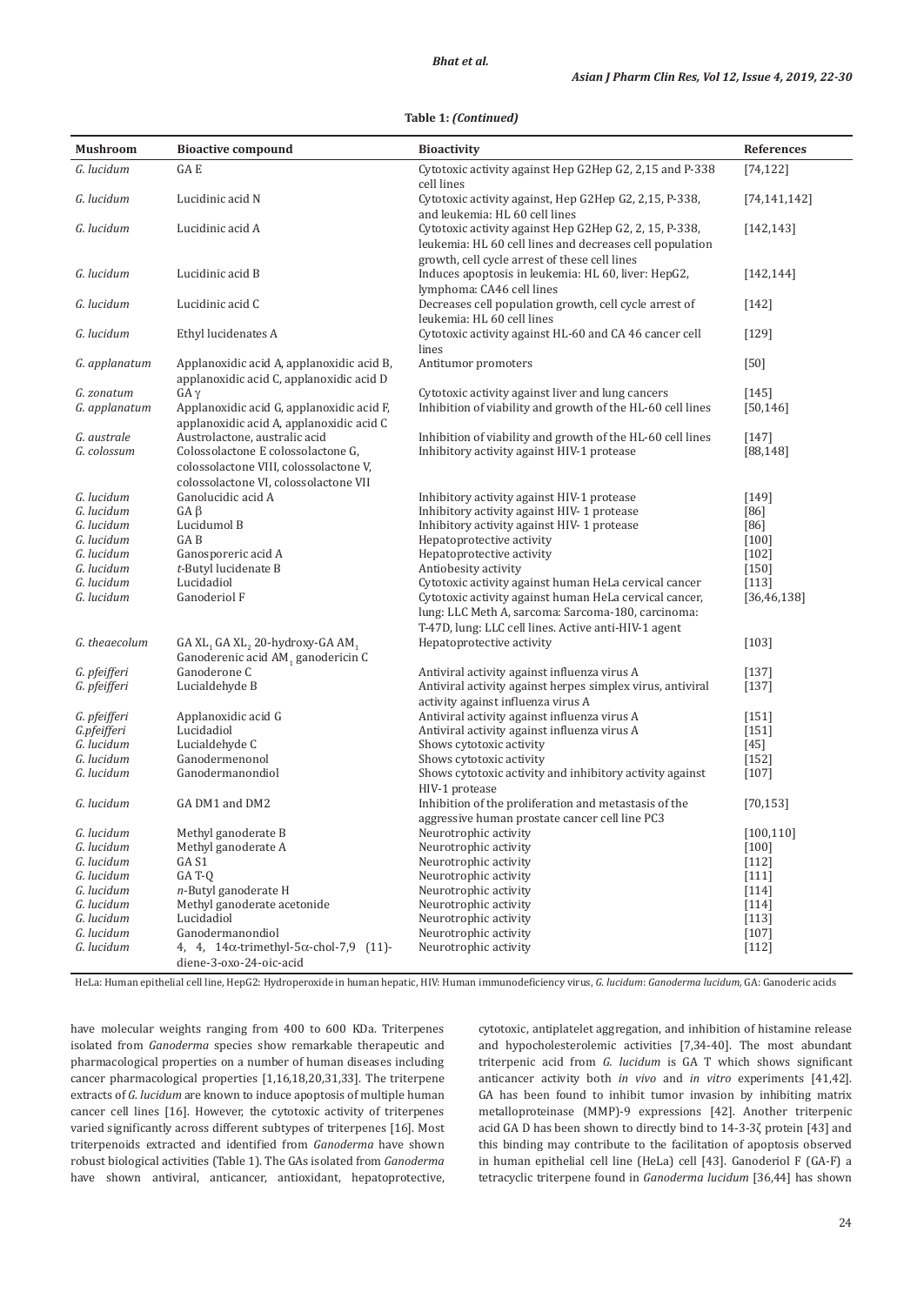**Table 1: *(Continued)***

| Mushroom | Bioactive compound | Bioactivity | References |
|---|---|---|---|
| *G. lucidum* | GA E | Cytotoxic activity against Hep G2Hep G2, 2,15 and P-338 cell lines | [74,122] |
| *G. lucidum* | Lucidinic acid N | Cytotoxic activity against, Hep G2Hep G2, 2,15, P-338, and leukemia: HL 60 cell lines | [74,141,142] |
| *G. lucidum* | Lucidinic acid A | Cytotoxic activity against Hep G2Hep G2, 2, 15, P-338, leukemia: HL 60 cell lines and decreases cell population growth, cell cycle arrest of these cell lines | [142,143] |
| *G. lucidum* | Lucidinic acid B | Induces apoptosis in leukemia: HL 60, liver: HepG2, lymphoma: CA46 cell lines | [142,144] |
| *G. lucidum* | Lucidinic acid C | Decreases cell population growth, cell cycle arrest of leukemia: HL 60 cell lines | [142] |
| *G. lucidum* | Ethyl lucidenates A | Cytotoxic activity against HL-60 and CA 46 cancer cell lines | [129] |
| *G. applanatum* | Applanoxidic acid A, applanoxidic acid B, applanoxidic acid C, applanoxidic acid D | Antitumor promoters | [50] |
| *G. zonatum* | GA γ | Cytotoxic activity against liver and lung cancers | [145] |
| *G. applanatum* | Applanoxidic acid G, applanoxidic acid F, applanoxidic acid A, applanoxidic acid C | Inhibition of viability and growth of the HL-60 cell lines | [50,146] |
| *G. australe* | Austrolactone, australic acid | Inhibition of viability and growth of the HL-60 cell lines | [147] |
| *G. colossum* | Colossolactone E colossolactone G, colossolactone VIII, colossolactone V, colossolactone VI, colossolactone VII | Inhibitory activity against HIV-1 protease | [88,148] |
| *G. lucidum* | Ganolucidic acid A | Inhibitory activity against HIV-1 protease | [149] |
| *G. lucidum* | GA β | Inhibitory activity against HIV- 1 protease | [86] |
| *G. lucidum* | Lucidumol B | Inhibitory activity against HIV- 1 protease | [86] |
| *G. lucidum* | GA B | Hepatoprotective activity | [100] |
| *G. lucidum* | Ganosporeric acid A | Hepatoprotective activity | [102] |
| *G. lucidum* | *t*-Butyl lucidenate B | Antiobesity activity | [150] |
| *G. lucidum* | Lucidadiol | Cytotoxic activity against human HeLa cervical cancer | [113] |
| *G. lucidum* | Ganoderiol F | Cytotoxic activity against human HeLa cervical cancer, lung: LLC Meth A, sarcoma: Sarcoma-180, carcinoma: T-47D, lung: LLC cell lines. Active anti-HIV-1 agent | [36,46,138] |
| *G. theaecolum* | GA $XL_1$ GA $XL_2$ 20-hydroxy-GA $AM_1$ Ganoderenic acid $AM_1$ ganodericin C | Hepatoprotective activity | [103] |
| *G. pfeifferi* | Ganoderone C | Antiviral activity against influenza virus A | [137] |
| *G. pfeifferi* | Lucialdehyde B | Antiviral activity against herpes simplex virus, antiviral activity against influenza virus A | [137] |
| *G. pfeifferi* | Applanoxidic acid G | Antiviral activity against influenza virus A | [151] |
| *G.pfeifferi* | Lucidadiol | Antiviral activity against influenza virus A | [151] |
| *G. lucidum* | Lucialdehyde C | Shows cytotoxic activity | [45] |
| *G. lucidum* | Ganodermenonol | Shows cytotoxic activity | [152] |
| *G. lucidum* | Ganodermanondiol | Shows cytotoxic activity and inhibitory activity against HIV-1 protease | [107] |
| *G. lucidum* | GA DM1 and DM2 | Inhibition of the proliferation and metastasis of the aggressive human prostate cancer cell line PC3 | [70,153] |
| *G. lucidum* | Methyl ganoderate B | Neurotrophic activity | [100,110] |
| *G. lucidum* | Methyl ganoderate A | Neurotrophic activity | [100] |
| *G. lucidum* | GA S1 | Neurotrophic activity | [112] |
| *G. lucidum* | GA T-Q | Neurotrophic activity | [111] |
| *G. lucidum* | *n*-Butyl ganoderate H | Neurotrophic activity | [114] |
| *G. lucidum* | Methyl ganoderate acetonide | Neurotrophic activity | [114] |
| *G. lucidum* | Lucidadiol | Neurotrophic activity | [113] |
| *G. lucidum* | Ganodermanondiol | Neurotrophic activity | [107] |
| *G. lucidum* | 4, 4, 14α-trimethyl-5α-chol-7,9 (11)-diene-3-oxo-24-oic-acid | Neurotrophic activity | [112] |

HeLa: Human epithelial cell line, HepG2: Hydroperoxide in human hepatic, HIV: Human immunodeficiency virus, *G. lucidum*: *Ganoderma lucidum*, GA: Ganoderic acids

have molecular weights ranging from 400 to 600 KDa. Triterpenes isolated from *Ganoderma* species show remarkable therapeutic and pharmacological properties on a number of human diseases including cancer pharmacological properties [1,16,18,20,31,33]. The triterpene extracts of *G. lucidum* are known to induce apoptosis of multiple human cancer cell lines [16]. However, the cytotoxic activity of triterpenes varied significantly across different subtypes of triterpenes [16]. Most triterpenoids extracted and identified from *Ganoderma* have shown robust biological activities (Table 1). The GAs isolated from *Ganoderma* have shown antiviral, anticancer, antioxidant, hepatoprotective, cytotoxic, antiplatelet aggregation, and inhibition of histamine release and hypocholesterolemic activities [7,34-40]. The most abundant triterpenic acid from *G. lucidum* is GA T which shows significant anticancer activity both *in vivo* and *in vitro* experiments [41,42]. GA has been found to inhibit tumor invasion by inhibiting matrix metalloproteinase (MMP)-9 expressions [42]. Another triterpenic acid GA D has been shown to directly bind to 14-3-3ζ protein [43] and this binding may contribute to the facilitation of apoptosis observed in human epithelial cell line (HeLa) cell [43]. Ganoderiol F (GA-F) a tetracyclic triterpene found in *Ganoderma lucidum* [36,44] has shown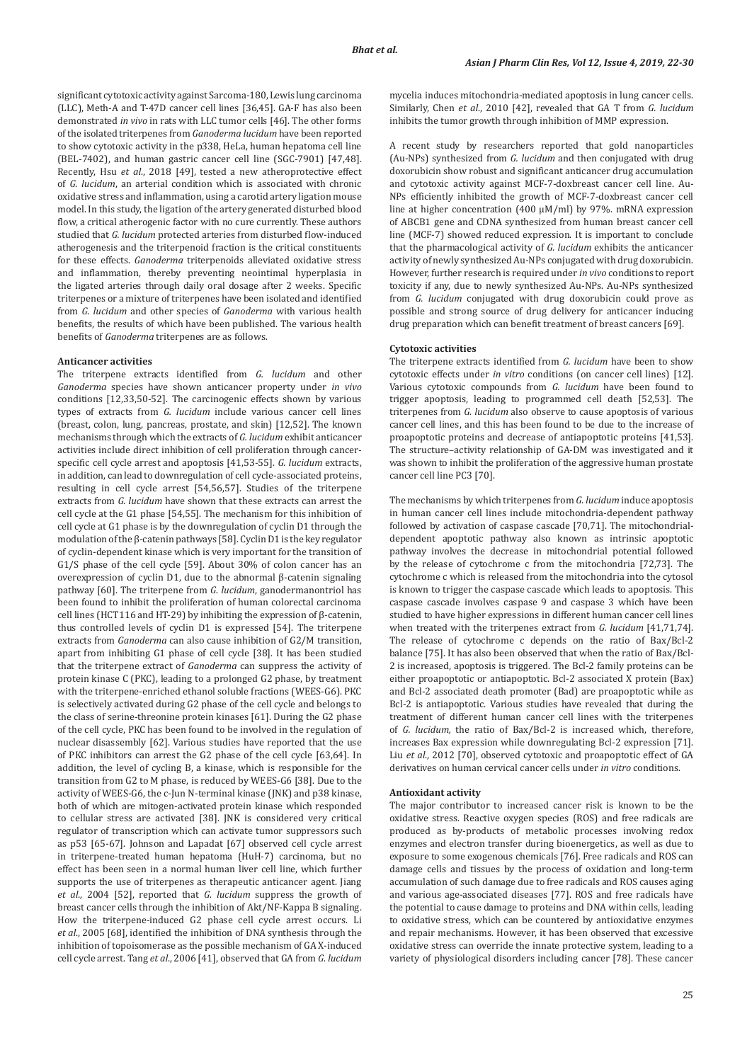significant cytotoxic activity against Sarcoma-180, Lewis lung carcinoma (LLC), Meth-A and T-47D cancer cell lines [36,45]. GA-F has also been demonstrated *in vivo* in rats with LLC tumor cells [46]. The other forms of the isolated triterpenes from *Ganoderma lucidum* have been reported to show cytotoxic activity in the p338, HeLa, human hepatoma cell line (BEL-7402), and human gastric cancer cell line (SGC-7901) [47,48]. Recently, Hsu *et al*., 2018 [49], tested a new atheroprotective effect of *G. lucidum*, an arterial condition which is associated with chronic oxidative stress and inflammation, using a carotid artery ligation mouse model. In this study, the ligation of the artery generated disturbed blood flow, a critical atherogenic factor with no cure currently. These authors studied that *G. lucidum* protected arteries from disturbed flow-induced atherogenesis and the triterpenoid fraction is the critical constituents for these effects. *Ganoderma* triterpenoids alleviated oxidative stress and inflammation, thereby preventing neointimal hyperplasia in the ligated arteries through daily oral dosage after 2 weeks. Specific triterpenes or a mixture of triterpenes have been isolated and identified from *G. lucidum* and other species of *Ganoderma* with various health benefits, the results of which have been published. The various health benefits of *Ganoderma* triterpenes are as follows.

**Anticancer activities**

The triterpene extracts identified from *G. lucidum* and other *Ganoderma* species have shown anticancer property under *in vivo* conditions [12,33,50-52]. The carcinogenic effects shown by various types of extracts from *G. lucidum* include various cancer cell lines (breast, colon, lung, pancreas, prostate, and skin) [12,52]. The known mechanisms through which the extracts of *G. lucidum* exhibit anticancer activities include direct inhibition of cell proliferation through cancer-specific cell cycle arrest and apoptosis [41,53-55]. *G. lucidum* extracts, in addition, can lead to downregulation of cell cycle-associated proteins, resulting in cell cycle arrest [54,56,57]. Studies of the triterpene extracts from *G. lucidum* have shown that these extracts can arrest the cell cycle at the G1 phase [54,55]. The mechanism for this inhibition of cell cycle at G1 phase is by the downregulation of cyclin D1 through the modulation of the β-catenin pathways [58]. Cyclin D1 is the key regulator of cyclin-dependent kinase which is very important for the transition of G1/S phase of the cell cycle [59]. About 30% of colon cancer has an overexpression of cyclin D1, due to the abnormal β-catenin signaling pathway [60]. The triterpene from *G. lucidum*, ganodermanontriol has been found to inhibit the proliferation of human colorectal carcinoma cell lines (HCT116 and HT-29) by inhibiting the expression of β-catenin, thus controlled levels of cyclin D1 is expressed [54]. The triterpene extracts from *Ganoderma* can also cause inhibition of G2/M transition, apart from inhibiting G1 phase of cell cycle [38]. It has been studied that the triterpene extract of *Ganoderma* can suppress the activity of protein kinase C (PKC), leading to a prolonged G2 phase, by treatment with the triterpene-enriched ethanol soluble fractions (WEES-G6). PKC is selectively activated during G2 phase of the cell cycle and belongs to the class of serine-threonine protein kinases [61]. During the G2 phase of the cell cycle, PKC has been found to be involved in the regulation of nuclear disassembly [62]. Various studies have reported that the use of PKC inhibitors can arrest the G2 phase of the cell cycle [63,64]. In addition, the level of cycling B, a kinase, which is responsible for the transition from G2 to M phase, is reduced by WEES-G6 [38]. Due to the activity of WEES-G6, the c-Jun N-terminal kinase (JNK) and p38 kinase, both of which are mitogen-activated protein kinase which responded to cellular stress are activated [38]. JNK is considered very critical regulator of transcription which can activate tumor suppressors such as p53 [65-67]. Johnson and Lapadat [67] observed cell cycle arrest in triterpene-treated human hepatoma (HuH-7) carcinoma, but no effect has been seen in a normal human liver cell line, which further supports the use of triterpenes as therapeutic anticancer agent. Jiang *et al.,* 2004 [52], reported that *G. lucidum* suppress the growth of breast cancer cells through the inhibition of Akt/NF-Kappa B signaling. How the triterpene-induced G2 phase cell cycle arrest occurs. Li *et al*., 2005 [68], identified the inhibition of DNA synthesis through the inhibition of topoisomerase as the possible mechanism of GA X-induced cell cycle arrest. Tang *et al*., 2006 [41], observed that GA from *G. lucidum* mycelia induces mitochondria-mediated apoptosis in lung cancer cells. Similarly, Chen *et al*., 2010 [42], revealed that GA T from *G. lucidum* inhibits the tumor growth through inhibition of MMP expression.

A recent study by researchers reported that gold nanoparticles (Au-NPs) synthesized from *G. lucidum* and then conjugated with drug doxorubicin show robust and significant anticancer drug accumulation and cytotoxic activity against MCF-7-doxbreast cancer cell line. Au-NPs efficiently inhibited the growth of MCF-7-doxbreast cancer cell line at higher concentration (400 μM/ml) by 97%. mRNA expression of ABCB1 gene and CDNA synthesized from human breast cancer cell line (MCF-7) showed reduced expression. It is important to conclude that the pharmacological activity of *G. lucidum* exhibits the anticancer activity of newly synthesized Au-NPs conjugated with drug doxorubicin. However, further research is required under *in vivo* conditions to report toxicity if any, due to newly synthesized Au-NPs. Au-NPs synthesized from *G. lucidum* conjugated with drug doxorubicin could prove as possible and strong source of drug delivery for anticancer inducing drug preparation which can benefit treatment of breast cancers [69].

**Cytotoxic activities**

The triterpene extracts identified from *G. lucidum* have been to show cytotoxic effects under *in vitro* conditions (on cancer cell lines) [12]. Various cytotoxic compounds from *G. lucidum* have been found to trigger apoptosis, leading to programmed cell death [52,53]. The triterpenes from *G. lucidum* also observe to cause apoptosis of various cancer cell lines, and this has been found to be due to the increase of proapoptotic proteins and decrease of antiapoptotic proteins [41,53]. The structure–activity relationship of GA-DM was investigated and it was shown to inhibit the proliferation of the aggressive human prostate cancer cell line PC3 [70].

The mechanisms by which triterpenes from *G. lucidum* induce apoptosis in human cancer cell lines include mitochondria-dependent pathway followed by activation of caspase cascade [70,71]. The mitochondrial-dependent apoptotic pathway also known as intrinsic apoptotic pathway involves the decrease in mitochondrial potential followed by the release of cytochrome c from the mitochondria [72,73]. The cytochrome c which is released from the mitochondria into the cytosol is known to trigger the caspase cascade which leads to apoptosis. This caspase cascade involves caspase 9 and caspase 3 which have been studied to have higher expressions in different human cancer cell lines when treated with the triterpenes extract from *G. lucidum* [41,71,74]. The release of cytochrome c depends on the ratio of Bax/Bcl-2 balance [75]. It has also been observed that when the ratio of Bax/Bcl-2 is increased, apoptosis is triggered. The Bcl-2 family proteins can be either proapoptotic or antiapoptotic. Bcl-2 associated X protein (Bax) and Bcl-2 associated death promoter (Bad) are proapoptotic while as Bcl-2 is antiapoptotic. Various studies have revealed that during the treatment of different human cancer cell lines with the triterpenes of *G. lucidum,* the ratio of Bax/Bcl-2 is increased which, therefore, increases Bax expression while downregulating Bcl-2 expression [71]. Liu *et al*., 2012 [70], observed cytotoxic and proapoptotic effect of GA derivatives on human cervical cancer cells under *in vitro* conditions.

**Antioxidant activity**

The major contributor to increased cancer risk is known to be the oxidative stress. Reactive oxygen species (ROS) and free radicals are produced as by-products of metabolic processes involving redox enzymes and electron transfer during bioenergetics, as well as due to exposure to some exogenous chemicals [76]. Free radicals and ROS can damage cells and tissues by the process of oxidation and long-term accumulation of such damage due to free radicals and ROS causes aging and various age-associated diseases [77]. ROS and free radicals have the potential to cause damage to proteins and DNA within cells, leading to oxidative stress, which can be countered by antioxidative enzymes and repair mechanisms. However, it has been observed that excessive oxidative stress can override the innate protective system, leading to a variety of physiological disorders including cancer [78]. These cancer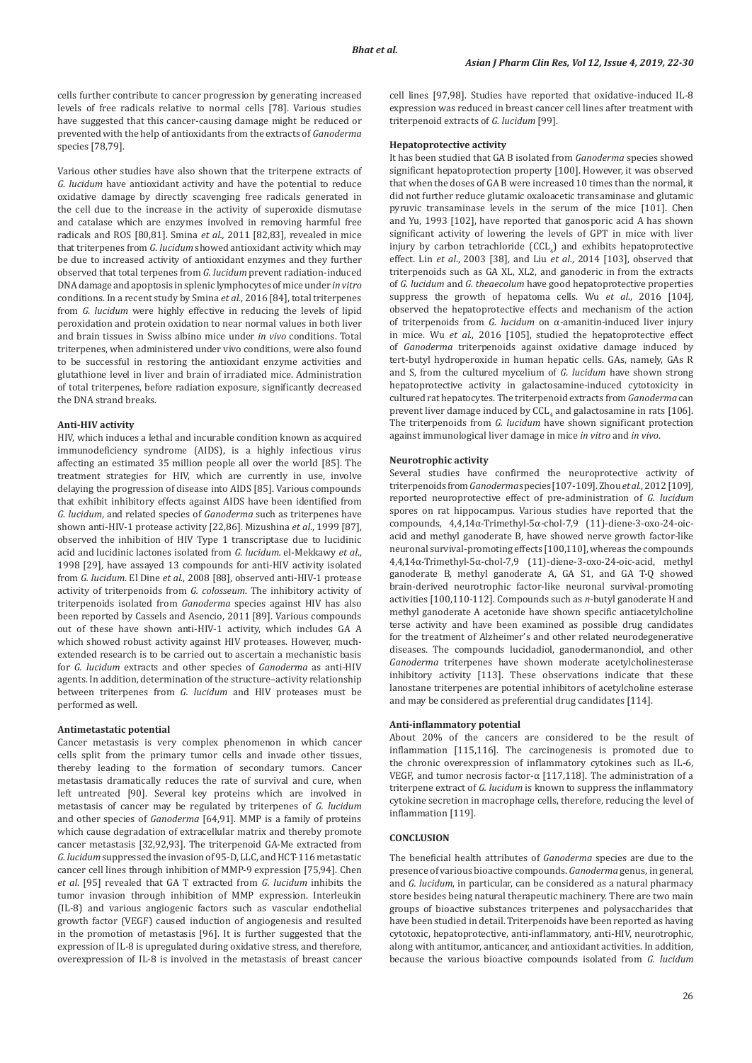cells further contribute to cancer progression by generating increased levels of free radicals relative to normal cells [78]. Various studies have suggested that this cancer-causing damage might be reduced or prevented with the help of antioxidants from the extracts of *Ganoderma* species [78,79].

Various other studies have also shown that the triterpene extracts of *G. lucidum* have antioxidant activity and have the potential to reduce oxidative damage by directly scavenging free radicals generated in the cell due to the increase in the activity of superoxide dismutase and catalase which are enzymes involved in removing harmful free radicals and ROS [80,81]. Smina *et al.*, 2011 [82,83], revealed in mice that triterpenes from *G. lucidum* showed antioxidant activity which may be due to increased activity of antioxidant enzymes and they further observed that total terpenes from *G. lucidum* prevent radiation-induced DNA damage and apoptosis in splenic lymphocytes of mice under *in vitro* conditions. In a recent study by Smina *et al.*, 2016 [84], total triterpenes from *G. lucidum* were highly effective in reducing the levels of lipid peroxidation and protein oxidation to near normal values in both liver and brain tissues in Swiss albino mice under *in vivo* conditions. Total triterpenes, when administered under vivo conditions, were also found to be successful in restoring the antioxidant enzyme activities and glutathione level in liver and brain of irradiated mice. Administration of total triterpenes, before radiation exposure, significantly decreased the DNA strand breaks.

#### Anti-HIV activity

HIV, which induces a lethal and incurable condition known as acquired immunodeficiency syndrome (AIDS), is a highly infectious virus affecting an estimated 35 million people all over the world [85]. The treatment strategies for HIV, which are currently in use, involve delaying the progression of disease into AIDS [85]. Various compounds that exhibit inhibitory effects against AIDS have been identified from *G. lucidum*, and related species of *Ganoderma* such as triterpenes have shown anti-HIV-1 protease activity [22,86]. Mizushina *et al.*, 1999 [87], observed the inhibition of HIV Type 1 transcriptase due to lucidinic acid and lucidinic lactones isolated from *G. lucidum*. el-Mekkawy *et al.*, 1998 [29], have assayed 13 compounds for anti-HIV activity isolated from *G. lucidum*. El Dine *et al.*, 2008 [88], observed anti-HIV-1 protease activity of triterpenoids from *G. colosseum*. The inhibitory activity of triterpenoids isolated from *Ganoderma* species against HIV has also been reported by Cassels and Asencio, 2011 [89]. Various compounds out of these have shown anti-HIV-1 activity, which includes GA A which showed robust activity against HIV proteases. However, much-extended research is to be carried out to ascertain a mechanistic basis for *G. lucidum* extracts and other species of *Ganoderma* as anti-HIV agents. In addition, determination of the structure–activity relationship between triterpenes from *G. lucidum* and HIV proteases must be performed as well.

#### Antimetastatic potential

Cancer metastasis is very complex phenomenon in which cancer cells split from the primary tumor cells and invade other tissues, thereby leading to the formation of secondary tumors. Cancer metastasis dramatically reduces the rate of survival and cure, when left untreated [90]. Several key proteins which are involved in metastasis of cancer may be regulated by triterpenes of *G. lucidum* and other species of *Ganoderma* [64,91]. MMP is a family of proteins which cause degradation of extracellular matrix and thereby promote cancer metastasis [32,92,93]. The triterpenoid GA-Me extracted from *G. lucidum* suppressed the invasion of 95-D, LLC, and HCT-116 metastatic cancer cell lines through inhibition of MMP-9 expression [75,94]. Chen *et al.* [95] revealed that GA T extracted from *G. lucidum* inhibits the tumor invasion through inhibition of MMP expression. Interleukin (IL-8) and various angiogenic factors such as vascular endothelial growth factor (VEGF) caused induction of angiogenesis and resulted in the promotion of metastasis [96]. It is further suggested that the expression of IL-8 is upregulated during oxidative stress, and therefore, overexpression of IL-8 is involved in the metastasis of breast cancer cell lines [97,98]. Studies have reported that oxidative-induced IL-8 expression was reduced in breast cancer cell lines after treatment with triterpenoid extracts of *G. lucidum* [99].

#### Hepatoprotective activity

It has been studied that GA B isolated from *Ganoderma* species showed significant hepatoprotection property [100]. However, it was observed that when the doses of GA B were increased 10 times than the normal, it did not further reduce glutamic oxaloacetic transaminase and glutamic pyruvic transaminase levels in the serum of the mice [101]. Chen and Yu, 1993 [102], have reported that ganosporic acid A has shown significant activity of lowering the levels of GPT in mice with liver injury by carbon tetrachloride ($CCL_4$) and exhibits hepatoprotective effect. Lin *et al.*, 2003 [38], and Liu *et al.*, 2014 [103], observed that triterpenoids such as GA XL, XL2, and ganoderic in from the extracts of *G. lucidum* and *G. theaecolum* have good hepatoprotective properties suppress the growth of hepatoma cells. Wu *et al.*, 2016 [104], observed the hepatoprotective effects and mechanism of the action of triterpenoids from *G. lucidum* on α-amanitin-induced liver injury in mice. Wu *et al.*, 2016 [105], studied the hepatoprotective effect of *Ganoderma* triterpenoids against oxidative damage induced by tert-butyl hydroperoxide in human hepatic cells. GAs, namely, GAs R and S, from the cultured mycelium of *G. lucidum* have shown strong hepatoprotective activity in galactosamine-induced cytotoxicity in cultured rat hepatocytes. The triterpenoid extracts from *Ganoderma* can prevent liver damage induced by $CCL_4$ and galactosamine in rats [106]. The triterpenoids from *G. lucidum* have shown significant protection against immunological liver damage in mice *in vitro* and *in vivo*.

#### Neurotrophic activity

Several studies have confirmed the neuroprotective activity of triterpenoids from *Ganoderma* species [107-109]. Zhou *et al.*, 2012 [109], reported neuroprotective effect of pre-administration of *G. lucidum* spores on rat hippocampus. Various studies have reported that the compounds, 4,4,14α-Trimethyl-5α-chol-7,9 (11)-diene-3-oxo-24-oic-acid and methyl ganoderate B, have showed nerve growth factor-like neuronal survival-promoting effects [100,110], whereas the compounds 4,4,14α-Trimethyl-5α-chol-7,9 (11)-diene-3-oxo-24-oic-acid, methyl ganoderate B, methyl ganoderate A, GA S1, and GA T-Q showed brain-derived neurotrophic factor-like neuronal survival-promoting activities [100,110-112]. Compounds such as *n*-butyl ganoderate H and methyl ganoderate A acetonide have shown specific antiacetylcholine terse activity and have been examined as possible drug candidates for the treatment of Alzheimer's and other related neurodegenerative diseases. The compounds lucidadiol, ganodermanondiol, and other *Ganoderma* triterpenes have shown moderate acetylcholinesterase inhibitory activity [113]. These observations indicate that these lanostane triterpenes are potential inhibitors of acetylcholine esterase and may be considered as preferential drug candidates [114].

#### Anti-inflammatory potential

About 20% of the cancers are considered to be the result of inflammation [115,116]. The carcinogenesis is promoted due to the chronic overexpression of inflammatory cytokines such as IL-6, VEGF, and tumor necrosis factor-α [117,118]. The administration of a triterpene extract of *G. lucidum* is known to suppress the inflammatory cytokine secretion in macrophage cells, therefore, reducing the level of inflammation [119].

### CONCLUSION

The beneficial health attributes of *Ganoderma* species are due to the presence of various bioactive compounds. *Ganoderma* genus, in general, and *G. lucidum*, in particular, can be considered as a natural pharmacy store besides being natural therapeutic machinery. There are two main groups of bioactive substances triterpenes and polysaccharides that have been studied in detail. Triterpenoids have been reported as having cytotoxic, hepatoprotective, anti-inflammatory, anti-HIV, neurotrophic, along with antitumor, anticancer, and antioxidant activities. In addition, because the various bioactive compounds isolated from *G. lucidum*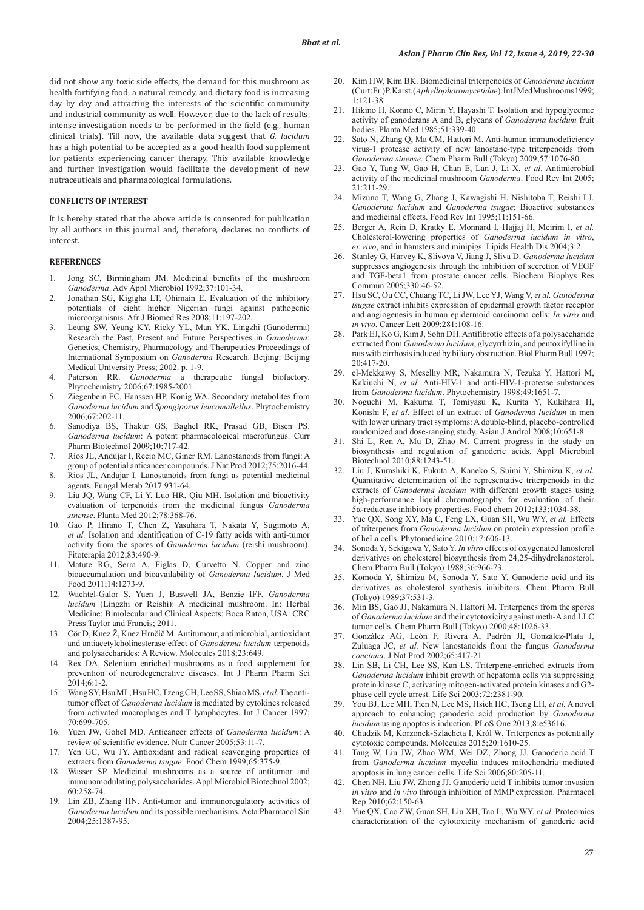did not show any toxic side effects, the demand for this mushroom as health fortifying food, a natural remedy, and dietary food is increasing day by day and attracting the interests of the scientific community and industrial community as well. However, due to the lack of results, intense investigation needs to be performed in the field (e.g., human clinical trials). Till now, the available data suggest that *G. lucidum* has a high potential to be accepted as a good health food supplement for patients experiencing cancer therapy. This available knowledge and further investigation would facilitate the development of new nutraceuticals and pharmacological formulations.

## CONFLICTS OF INTEREST

It is hereby stated that the above article is consented for publication by all authors in this journal and, therefore, declares no conflicts of interest.

## REFERENCES

1. Jong SC, Birmingham JM. Medicinal benefits of the mushroom *Ganoderma*. Adv Appl Microbiol 1992;37:101-34.
2. Jonathan SG, Kigigha LT, Ohimain E. Evaluation of the inhibitory potentials of eight higher Nigerian fungi against pathogenic microorganisms. Afr J Biomed Res 2008;11:197-202.
3. Leung SW, Yeung KY, Ricky YL, Man YK. Lingzhi (Ganoderma) Research the Past, Present and Future Perspectives in *Ganoderma*: Genetics, Chemistry, Pharmacology and Therapeutics Proceedings of International Symposium on *Ganoderma* Research. Beijing: Beijing Medical University Press; 2002. p. 1-9.
4. Paterson RR. *Ganoderma* a therapeutic fungal biofactory. Phytochemistry 2006;67:1985-2001.
5. Ziegenbein FC, Hanssen HP, König WA. Secondary metabolites from *Ganoderma lucidum* and *Spongiporus leucomallellus*. Phytochemistry 2006;67:202-11.
6. Sanodiya BS, Thakur GS, Baghel RK, Prasad GB, Bisen PS. *Ganoderma lucidum*: A potent pharmacological macrofungus. Curr Pharm Biotechnol 2009;10:717-42.
7. Ríos JL, Andújar I, Recio MC, Giner RM. Lanostanoids from fungi: A group of potential anticancer compounds. J Nat Prod 2012;75:2016-44.
8. Rios JL, Andujar I. Lanostanoids from fungi as potential medicinal agents. Fungal Metab 2017:931-64.
9. Liu JQ, Wang CF, Li Y, Luo HR, Qiu MH. Isolation and bioactivity evaluation of terpenoids from the medicinal fungus *Ganoderma sinense*. Planta Med 2012;78:368-76.
10. Gao P, Hirano T, Chen Z, Yasuhara T, Nakata Y, Sugimoto A, *et al.* Isolation and identification of C-19 fatty acids with anti-tumor activity from the spores of *Ganoderma lucidum* (reishi mushroom). Fitoterapia 2012;83:490-9.
11. Matute RG, Serra A, Figlas D, Curvetto N. Copper and zinc bioaccumulation and bioavailability of *Ganoderma lucidum*. J Med Food 2011;14:1273-9.
12. Wachtel-Galor S, Yuen J, Buswell JA, Benzie IFF. *Ganoderma lucidum* (Lingzhi or Reishi): A medicinal mushroom. In: Herbal Medicine: Bimolecular and Clinical Aspects: Boca Raton, USA: CRC Press Taylor and Francis; 2011.
13. Cör D, Knez Ž, Knez Hrnčič M. Antitumour, antimicrobial, antioxidant and antiacetylcholinesterase effect of *Ganoderma lucidum* terpenoids and polysaccharides: A Review. Molecules 2018;23:649.
14. Rex DA. Selenium enriched mushrooms as a food supplement for prevention of neurodegenerative diseases. Int J Pharm Pharm Sci 2014;6:1-2.
15. Wang SY, Hsu ML, Hsu HC, Tzeng CH, Lee SS, Shiao MS, *et al.* The anti-tumor effect of *Ganoderma lucidum* is mediated by cytokines released from activated macrophages and T lymphocytes. Int J Cancer 1997; 70:699-705.
16. Yuen JW, Gohel MD. Anticancer effects of *Ganoderma lucidum*: A review of scientific evidence. Nutr Cancer 2005;53:11-7.
17. Yen GC, Wu JY. Antioxidant and radical scavenging properties of extracts from *Ganoderma tsugae*. Food Chem 1999;65:375-9.
18. Wasser SP. Medicinal mushrooms as a source of antitumor and immunomodulating polysaccharides. Appl Microbiol Biotechnol 2002; 60:258-74.
19. Lin ZB, Zhang HN. Anti-tumor and immunoregulatory activities of *Ganoderma lucidum* and its possible mechanisms. Acta Pharmacol Sin 2004;25:1387-95.
20. Kim HW, Kim BK. Biomedicinal triterpenoids of *Ganoderma lucidum* (Curt:Fr.)P.Karst.(*Aphyllophoromycetidae*).Int J Med Mushrooms 1999; 1:121-38.
21. Hikino H, Konno C, Mirin Y, Hayashi T. Isolation and hypoglycemic activity of ganoderans A and B, glycans of *Ganoderma lucidum* fruit bodies. Planta Med 1985;51:339-40.
22. Sato N, Zhang Q, Ma CM, Hattori M. Anti-human immunodeficiency virus-1 protease activity of new lanostane-type triterpenoids from *Ganoderma sinense*. Chem Pharm Bull (Tokyo) 2009;57:1076-80.
23. Gao Y, Tang W, Gao H, Chan E, Lan J, Li X, *et al*. Antimicrobial activity of the medicinal mushroom *Ganoderma*. Food Rev Int 2005; 21:211-29.
24. Mizuno T, Wang G, Zhang J, Kawagishi H, Nishitoba T, Reishi LJ. *Ganoderma lucidum* and *Ganoderma tsugae*: Bioactive substances and medicinal effects. Food Rev Int 1995;11:151-66.
25. Berger A, Rein D, Kratky E, Monnard I, Hajjaj H, Meirim I, *et al.* Cholesterol-lowering properties of *Ganoderma lucidum in vitro*, *ex vivo*, and in hamsters and minipigs. Lipids Health Dis 2004;3:2.
26. Stanley G, Harvey K, Slivova V, Jiang J, Sliva D. *Ganoderma lucidum* suppresses angiogenesis through the inhibition of secretion of VEGF and TGF-beta1 from prostate cancer cells. Biochem Biophys Res Commun 2005;330:46-52.
27. Hsu SC, Ou CC, Chuang TC, Li JW, Lee YJ, Wang V, *et al. Ganoderma tsugae* extract inhibits expression of epidermal growth factor receptor and angiogenesis in human epidermoid carcinoma cells: *In vitro* and *in vivo*. Cancer Lett 2009;281:108-16.
28. Park EJ, Ko G, Kim J, Sohn DH. Antifibrotic effects of a polysaccharide extracted from *Ganoderma lucidum*, glycyrrhizin, and pentoxifylline in rats with cirrhosis induced by biliary obstruction. Biol Pharm Bull 1997; 20:417-20.
29. el-Mekkawy S, Meselhy MR, Nakamura N, Tezuka Y, Hattori M, Kakiuchi N, *et al.* Anti-HIV-1 and anti-HIV-1-protease substances from *Ganoderma lucidum*. Phytochemistry 1998;49:1651-7.
30. Noguchi M, Kakuma T, Tomiyasu K, Kurita Y, Kukihara H, Konishi F, *et al.* Effect of an extract of *Ganoderma lucidum* in men with lower urinary tract symptoms: A double-blind, placebo-controlled randomized and dose-ranging study. Asian J Androl 2008;10:651-8.
31. Shi L, Ren A, Mu D, Zhao M. Current progress in the study on biosynthesis and regulation of ganoderic acids. Appl Microbiol Biotechnol 2010;88:1243-51.
32. Liu J, Kurashiki K, Fukuta A, Kaneko S, Suimi Y, Shimizu K, *et al*. Quantitative determination of the representative triterpenoids in the extracts of *Ganoderma lucidum* with different growth stages using high-performance liquid chromatography for evaluation of their 5α-reductase inhibitory properties. Food chem 2012;133:1034-38.
33. Yue QX, Song XY, Ma C, Feng LX, Guan SH, Wu WY, *et al.* Effects of triterpenes from *Ganoderma lucidum* on protein expression profile of heLa cells. Phytomedicine 2010;17:606-13.
34. Sonoda Y, Sekigawa Y, Sato Y. *In vitro* effects of oxygenated lanosterol derivatives on cholesterol biosynthesis from 24,25-dihydrolanosterol. Chem Pharm Bull (Tokyo) 1988;36:966-73.
35. Komoda Y, Shimizu M, Sonoda Y, Sato Y. Ganoderic acid and its derivatives as cholesterol synthesis inhibitors. Chem Pharm Bull (Tokyo) 1989;37:531-3.
36. Min BS, Gao JJ, Nakamura N, Hattori M. Triterpenes from the spores of *Ganoderma lucidum* and their cytotoxicity against meth-A and LLC tumor cells. Chem Pharm Bull (Tokyo) 2000;48:1026-33.
37. González AG, León F, Rivera A, Padrón JI, González-Plata J, Zuluaga JC, *et al.* New lanostanoids from the fungus *Ganoderma concinna*. J Nat Prod 2002;65:417-21.
38. Lin SB, Li CH, Lee SS, Kan LS. Triterpene-enriched extracts from *Ganoderma lucidum* inhibit growth of hepatoma cells via suppressing protein kinase C, activating mitogen-activated protein kinases and G2-phase cell cycle arrest. Life Sci 2003;72:2381-90.
39. You BJ, Lee MH, Tien N, Lee MS, Hsieh HC, Tseng LH, *et al.* A novel approach to enhancing ganoderic acid production by *Ganoderma lucidum* using apoptosis induction. PLoS One 2013;8:e53616.
40. Chudzik M, Korzonek-Szlacheta I, Król W. Triterpenes as potentially cytotoxic compounds. Molecules 2015;20:1610-25.
41. Tang W, Liu JW, Zhao WM, Wei DZ, Zhong JJ. Ganoderic acid T from *Ganoderma lucidum* mycelia induces mitochondria mediated apoptosis in lung cancer cells. Life Sci 2006;80:205-11.
42. Chen NH, Liu JW, Zhong JJ. Ganoderic acid T inhibits tumor invasion *in vitro* and *in vivo* through inhibition of MMP expression. Pharmacol Rep 2010;62:150-63.
43. Yue QX, Cao ZW, Guan SH, Liu XH, Tao L, Wu WY, *et al.* Proteomics characterization of the cytotoxicity mechanism of ganoderic acid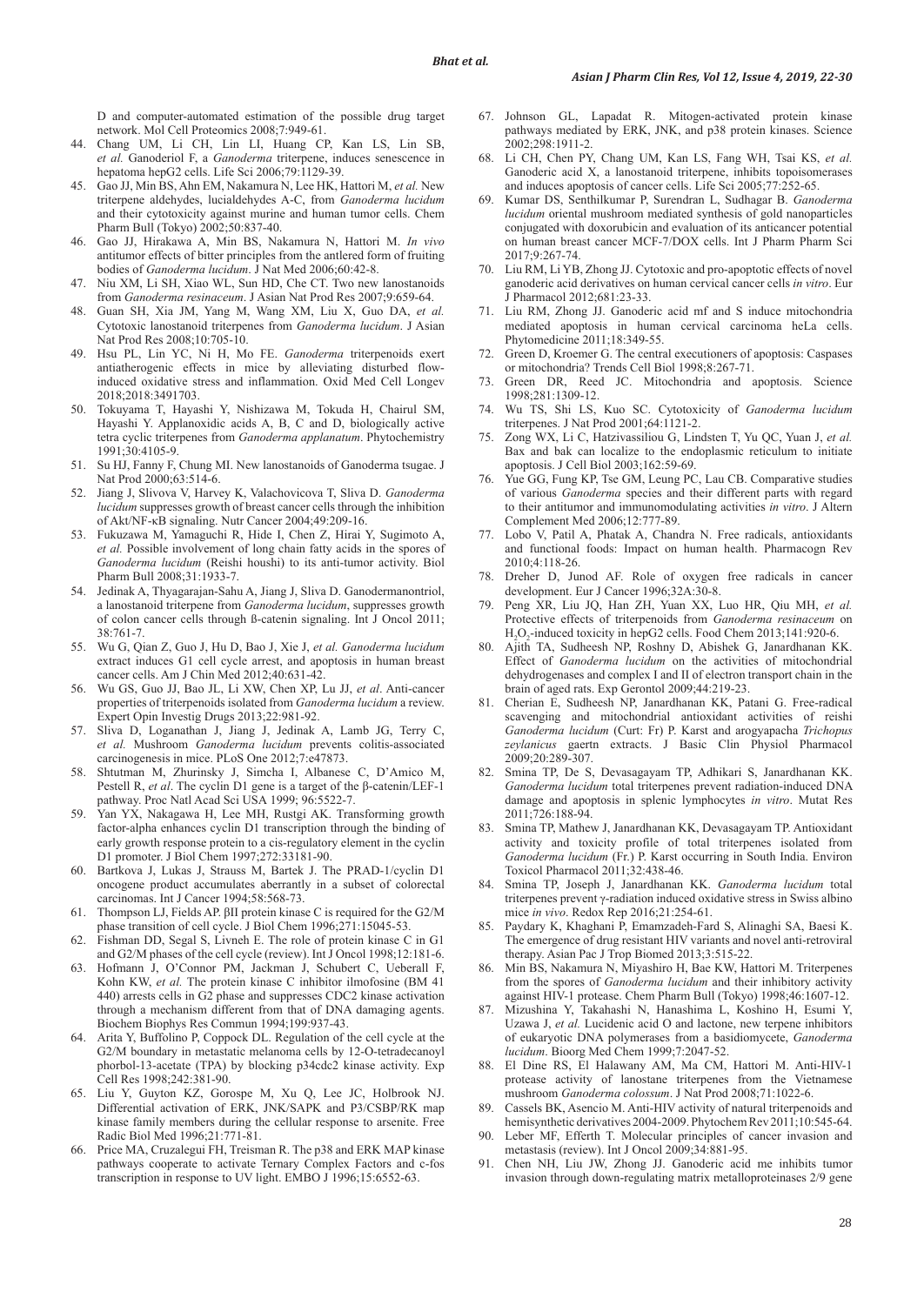D and computer-automated estimation of the possible drug target network. Mol Cell Proteomics 2008;7:949-61.

44. Chang UM, Li CH, Lin LI, Huang CP, Kan LS, Lin SB, *et al.* Ganoderiol F, a *Ganoderma* triterpene, induces senescence in hepatoma hepG2 cells. Life Sci 2006;79:1129-39.
45. Gao JJ, Min BS, Ahn EM, Nakamura N, Lee HK, Hattori M, *et al.* New triterpene aldehydes, lucialdehydes A-C, from *Ganoderma lucidum* and their cytotoxicity against murine and human tumor cells. Chem Pharm Bull (Tokyo) 2002;50:837-40.
46. Gao JJ, Hirakawa A, Min BS, Nakamura N, Hattori M. *In vivo* antitumor effects of bitter principles from the antlered form of fruiting bodies of *Ganoderma lucidum*. J Nat Med 2006;60:42-8.
47. Niu XM, Li SH, Xiao WL, Sun HD, Che CT. Two new lanostanoids from *Ganoderma resinaceum*. J Asian Nat Prod Res 2007;9:659-64.
48. Guan SH, Xia JM, Yang M, Wang XM, Liu X, Guo DA, *et al.* Cytotoxic lanostanoid triterpenes from *Ganoderma lucidum*. J Asian Nat Prod Res 2008;10:705-10.
49. Hsu PL, Lin YC, Ni H, Mo FE. *Ganoderma* triterpenoids exert antiatherogenic effects in mice by alleviating disturbed flow-induced oxidative stress and inflammation. Oxid Med Cell Longev 2018;2018:3491703.
50. Tokuyama T, Hayashi Y, Nishizawa M, Tokuda H, Chairul SM, Hayashi Y. Applanoxidic acids A, B, C and D, biologically active tetra cyclic triterpenes from *Ganoderma applanatum*. Phytochemistry 1991;30:4105-9.
51. Su HJ, Fanny F, Chung MI. New lanostanoids of Ganoderma tsugae. J Nat Prod 2000;63:514-6.
52. Jiang J, Slivova V, Harvey K, Valachovicova T, Sliva D. *Ganoderma lucidum* suppresses growth of breast cancer cells through the inhibition of Akt/NF-κB signaling. Nutr Cancer 2004;49:209-16.
53. Fukuzawa M, Yamaguchi R, Hide I, Chen Z, Hirai Y, Sugimoto A, *et al.* Possible involvement of long chain fatty acids in the spores of *Ganoderma lucidum* (Reishi houshi) to its anti-tumor activity. Biol Pharm Bull 2008;31:1933-7.
54. Jedinak A, Thyagarajan-Sahu A, Jiang J, Sliva D. Ganodermanontriol, a lanostanoid triterpene from *Ganoderma lucidum*, suppresses growth of colon cancer cells through ß-catenin signaling. Int J Oncol 2011; 38:761-7.
55. Wu G, Qian Z, Guo J, Hu D, Bao J, Xie J, *et al. Ganoderma lucidum* extract induces G1 cell cycle arrest, and apoptosis in human breast cancer cells. Am J Chin Med 2012;40:631-42.
56. Wu GS, Guo JJ, Bao JL, Li XW, Chen XP, Lu JJ, *et al*. Anti-cancer properties of triterpenoids isolated from *Ganoderma lucidum* a review. Expert Opin Investig Drugs 2013;22:981-92.
57. Sliva D, Loganathan J, Jiang J, Jedinak A, Lamb JG, Terry C, *et al.* Mushroom *Ganoderma lucidum* prevents colitis-associated carcinogenesis in mice. PLoS One 2012;7:e47873.
58. Shtutman M, Zhurinsky J, Simcha I, Albanese C, D'Amico M, Pestell R, *et al*. The cyclin D1 gene is a target of the β-catenin/LEF-1 pathway. Proc Natl Acad Sci USA 1999; 96:5522-7.
59. Yan YX, Nakagawa H, Lee MH, Rustgi AK. Transforming growth factor-alpha enhances cyclin D1 transcription through the binding of early growth response protein to a cis-regulatory element in the cyclin D1 promoter. J Biol Chem 1997;272:33181-90.
60. Bartkova J, Lukas J, Strauss M, Bartek J. The PRAD-1/cyclin D1 oncogene product accumulates aberrantly in a subset of colorectal carcinomas. Int J Cancer 1994;58:568-73.
61. Thompson LJ, Fields AP. βII protein kinase C is required for the G2/M phase transition of cell cycle. J Biol Chem 1996;271:15045-53.
62. Fishman DD, Segal S, Livneh E. The role of protein kinase C in G1 and G2/M phases of the cell cycle (review). Int J Oncol 1998;12:181-6.
63. Hofmann J, O'Connor PM, Jackman J, Schubert C, Ueberall F, Kohn KW, *et al.* The protein kinase C inhibitor ilmofosine (BM 41 440) arrests cells in G2 phase and suppresses CDC2 kinase activation through a mechanism different from that of DNA damaging agents. Biochem Biophys Res Commun 1994;199:937-43.
64. Arita Y, Buffolino P, Coppock DL. Regulation of the cell cycle at the G2/M boundary in metastatic melanoma cells by 12-O-tetradecanoyl phorbol-13-acetate (TPA) by blocking p34cdc2 kinase activity. Exp Cell Res 1998;242:381-90.
65. Liu Y, Guyton KZ, Gorospe M, Xu Q, Lee JC, Holbrook NJ. Differential activation of ERK, JNK/SAPK and P3/CSBP/RK map kinase family members during the cellular response to arsenite. Free Radic Biol Med 1996;21:771-81.
66. Price MA, Cruzalegui FH, Treisman R. The p38 and ERK MAP kinase pathways cooperate to activate Ternary Complex Factors and c-fos transcription in response to UV light. EMBO J 1996;15:6552-63.
67. Johnson GL, Lapadat R. Mitogen-activated protein kinase pathways mediated by ERK, JNK, and p38 protein kinases. Science 2002;298:1911-2.
68. Li CH, Chen PY, Chang UM, Kan LS, Fang WH, Tsai KS, *et al.* Ganoderic acid X, a lanostanoid triterpene, inhibits topoisomerases and induces apoptosis of cancer cells. Life Sci 2005;77:252-65.
69. Kumar DS, Senthilkumar P, Surendran L, Sudhagar B. *Ganoderma lucidum* oriental mushroom mediated synthesis of gold nanoparticles conjugated with doxorubicin and evaluation of its anticancer potential on human breast cancer MCF-7/DOX cells. Int J Pharm Pharm Sci 2017;9:267-74.
70. Liu RM, Li YB, Zhong JJ. Cytotoxic and pro-apoptotic effects of novel ganoderic acid derivatives on human cervical cancer cells *in vitro*. Eur J Pharmacol 2012;681:23-33.
71. Liu RM, Zhong JJ. Ganoderic acid mf and S induce mitochondria mediated apoptosis in human cervical carcinoma heLa cells. Phytomedicine 2011;18:349-55.
72. Green D, Kroemer G. The central executioners of apoptosis: Caspases or mitochondria? Trends Cell Biol 1998;8:267-71.
73. Green DR, Reed JC. Mitochondria and apoptosis. Science 1998;281:1309-12.
74. Wu TS, Shi LS, Kuo SC. Cytotoxicity of *Ganoderma lucidum* triterpenes. J Nat Prod 2001;64:1121-2.
75. Zong WX, Li C, Hatzivassiliou G, Lindsten T, Yu QC, Yuan J, *et al.* Bax and bak can localize to the endoplasmic reticulum to initiate apoptosis. J Cell Biol 2003;162:59-69.
76. Yue GG, Fung KP, Tse GM, Leung PC, Lau CB. Comparative studies of various *Ganoderma* species and their different parts with regard to their antitumor and immunomodulating activities *in vitro*. J Altern Complement Med 2006;12:777-89.
77. Lobo V, Patil A, Phatak A, Chandra N. Free radicals, antioxidants and functional foods: Impact on human health. Pharmacogn Rev 2010;4:118-26.
78. Dreher D, Junod AF. Role of oxygen free radicals in cancer development. Eur J Cancer 1996;32A:30-8.
79. Peng XR, Liu JQ, Han ZH, Yuan XX, Luo HR, Qiu MH, *et al.* Protective effects of triterpenoids from *Ganoderma resinaceum* on $H_2O_2$-induced toxicity in hepG2 cells. Food Chem 2013;141:920-6.
80. Ajith TA, Sudheesh NP, Roshny D, Abishek G, Janardhanan KK. Effect of *Ganoderma lucidum* on the activities of mitochondrial dehydrogenases and complex I and II of electron transport chain in the brain of aged rats. Exp Gerontol 2009;44:219-23.
81. Cherian E, Sudheesh NP, Janardhanan KK, Patani G. Free-radical scavenging and mitochondrial antioxidant activities of reishi *Ganoderma lucidum* (Curt: Fr) P. Karst and arogyapacha *Trichopus zeylanicus* gaertn extracts. J Basic Clin Physiol Pharmacol 2009;20:289-307.
82. Smina TP, De S, Devasagayam TP, Adhikari S, Janardhanan KK. *Ganoderma lucidum* total triterpenes prevent radiation-induced DNA damage and apoptosis in splenic lymphocytes *in vitro*. Mutat Res 2011;726:188-94.
83. Smina TP, Mathew J, Janardhanan KK, Devasagayam TP. Antioxidant activity and toxicity profile of total triterpenes isolated from *Ganoderma lucidum* (Fr.) P. Karst occurring in South India. Environ Toxicol Pharmacol 2011;32:438-46.
84. Smina TP, Joseph J, Janardhanan KK. *Ganoderma lucidum* total triterpenes prevent γ-radiation induced oxidative stress in Swiss albino mice *in vivo*. Redox Rep 2016;21:254-61.
85. Paydary K, Khaghani P, Emamzadeh-Fard S, Alinaghi SA, Baesi K. The emergence of drug resistant HIV variants and novel anti-retroviral therapy. Asian Pac J Trop Biomed 2013;3:515-22.
86. Min BS, Nakamura N, Miyashiro H, Bae KW, Hattori M. Triterpenes from the spores of *Ganoderma lucidum* and their inhibitory activity against HIV-1 protease. Chem Pharm Bull (Tokyo) 1998;46:1607-12.
87. Mizushina Y, Takahashi N, Hanashima L, Koshino H, Esumi Y, Uzawa J, *et al.* Lucidenic acid O and lactone, new terpene inhibitors of eukaryotic DNA polymerases from a basidiomycete, *Ganoderma lucidum*. Bioorg Med Chem 1999;7:2047-52.
88. El Dine RS, El Halawany AM, Ma CM, Hattori M. Anti-HIV-1 protease activity of lanostane triterpenes from the Vietnamese mushroom *Ganoderma colossum*. J Nat Prod 2008;71:1022-6.
89. Cassels BK, Asencio M. Anti-HIV activity of natural triterpenoids and hemisynthetic derivatives 2004-2009. Phytochem Rev 2011;10:545-64.
90. Leber MF, Efferth T. Molecular principles of cancer invasion and metastasis (review). Int J Oncol 2009;34:881-95.
91. Chen NH, Liu JW, Zhong JJ. Ganoderic acid me inhibits tumor invasion through down-regulating matrix metalloproteinases 2/9 gene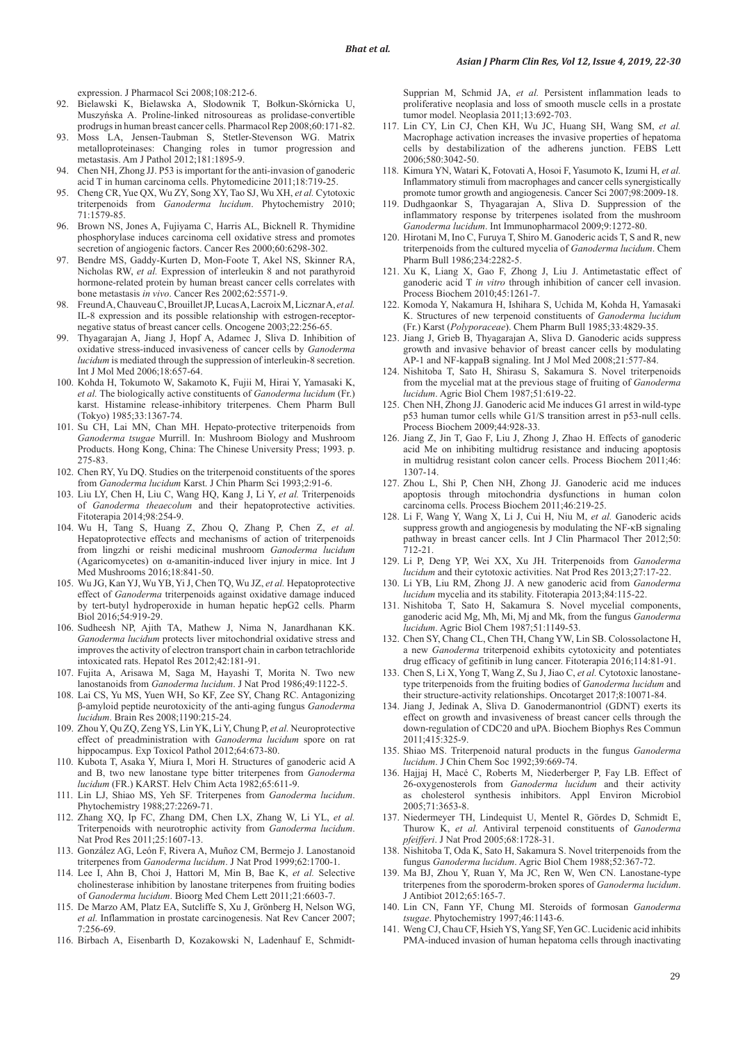expression. J Pharmacol Sci 2008;108:212-6.

92. Bielawski K, Bielawska A, Słodownik T, Bołkun-Skórnicka U, Muszyńska A. Proline-linked nitrosoureas as prolidase-convertible prodrugs in human breast cancer cells. Pharmacol Rep 2008;60:171-82.
93. Moss LA, Jensen-Taubman S, Stetler-Stevenson WG. Matrix metalloproteinases: Changing roles in tumor progression and metastasis. Am J Pathol 2012;181:1895-9.
94. Chen NH, Zhong JJ. P53 is important for the anti-invasion of ganoderic acid T in human carcinoma cells. Phytomedicine 2011;18:719-25.
95. Cheng CR, Yue QX, Wu ZY, Song XY, Tao SJ, Wu XH, *et al.* Cytotoxic triterpenoids from *Ganoderma lucidum*. Phytochemistry 2010; 71:1579-85.
96. Brown NS, Jones A, Fujiyama C, Harris AL, Bicknell R. Thymidine phosphorylase induces carcinoma cell oxidative stress and promotes secretion of angiogenic factors. Cancer Res 2000;60:6298-302.
97. Bendre MS, Gaddy-Kurten D, Mon-Foote T, Akel NS, Skinner RA, Nicholas RW, *et al.* Expression of interleukin 8 and not parathyroid hormone-related protein by human breast cancer cells correlates with bone metastasis *in vivo*. Cancer Res 2002;62:5571-9.
98. Freund A, Chauveau C, Brouillet JP, Lucas A, Lacroix M, Licznar A, *et al.* IL-8 expression and its possible relationship with estrogen-receptor-negative status of breast cancer cells. Oncogene 2003;22:256-65.
99. Thyagarajan A, Jiang J, Hopf A, Adamec J, Sliva D. Inhibition of oxidative stress-induced invasiveness of cancer cells by *Ganoderma lucidum* is mediated through the suppression of interleukin-8 secretion. Int J Mol Med 2006;18:657-64.
100. Kohda H, Tokumoto W, Sakamoto K, Fujii M, Hirai Y, Yamasaki K, *et al.* The biologically active constituents of *Ganoderma lucidum* (Fr.) karst. Histamine release-inhibitory triterpenes. Chem Pharm Bull (Tokyo) 1985;33:1367-74.
101. Su CH, Lai MN, Chan MH. Hepato-protective triterpenoids from *Ganoderma tsugae* Murrill. In: Mushroom Biology and Mushroom Products. Hong Kong, China: The Chinese University Press; 1993. p. 275-83.
102. Chen RY, Yu DQ. Studies on the triterpenoid constituents of the spores from *Ganoderma lucidum* Karst. J Chin Pharm Sci 1993;2:91-6.
103. Liu LY, Chen H, Liu C, Wang HQ, Kang J, Li Y, *et al.* Triterpenoids of *Ganoderma theaecolum* and their hepatoprotective activities. Fitoterapia 2014;98:254-9.
104. Wu H, Tang S, Huang Z, Zhou Q, Zhang P, Chen Z, *et al.* Hepatoprotective effects and mechanisms of action of triterpenoids from lingzhi or reishi medicinal mushroom *Ganoderma lucidum* (Agaricomycetes) on α-amanitin-induced liver injury in mice. Int J Med Mushrooms 2016;18:841-50.
105. Wu JG, Kan YJ, Wu YB, Yi J, Chen TQ, Wu JZ, *et al.* Hepatoprotective effect of *Ganoderma* triterpenoids against oxidative damage induced by tert-butyl hydroperoxide in human hepatic hepG2 cells. Pharm Biol 2016;54:919-29.
106. Sudheesh NP, Ajith TA, Mathew J, Nima N, Janardhanan KK. *Ganoderma lucidum* protects liver mitochondrial oxidative stress and improves the activity of electron transport chain in carbon tetrachloride intoxicated rats. Hepatol Res 2012;42:181-91.
107. Fujita A, Arisawa M, Saga M, Hayashi T, Morita N. Two new lanostanoids from *Ganoderma lucidum*. J Nat Prod 1986;49:1122-5.
108. Lai CS, Yu MS, Yuen WH, So KF, Zee SY, Chang RC. Antagonizing β-amyloid peptide neurotoxicity of the anti-aging fungus *Ganoderma lucidum*. Brain Res 2008;1190:215-24.
109. Zhou Y, Qu ZQ, Zeng YS, Lin YK, Li Y, Chung P, *et al.* Neuroprotective effect of preadministration with *Ganoderma lucidum* spore on rat hippocampus. Exp Toxicol Pathol 2012;64:673-80.
110. Kubota T, Asaka Y, Miura I, Mori H. Structures of ganoderic acid A and B, two new lanostane type bitter triterpenes from *Ganoderma lucidum* (FR.) KARST. Helv Chim Acta 1982;65:611-9.
111. Lin LJ, Shiao MS, Yeh SF. Triterpenes from *Ganoderma lucidum*. Phytochemistry 1988;27:2269-71.
112. Zhang XQ, Ip FC, Zhang DM, Chen LX, Zhang W, Li YL, *et al.* Triterpenoids with neurotrophic activity from *Ganoderma lucidum*. Nat Prod Res 2011;25:1607-13.
113. González AG, León F, Rivera A, Muñoz CM, Bermejo J. Lanostanoid triterpenes from *Ganoderma lucidum*. J Nat Prod 1999;62:1700-1.
114. Lee I, Ahn B, Choi J, Hattori M, Min B, Bae K, *et al.* Selective cholinesterase inhibition by lanostane triterpenes from fruiting bodies of *Ganoderma lucidum*. Bioorg Med Chem Lett 2011;21:6603-7.
115. De Marzo AM, Platz EA, Sutcliffe S, Xu J, Grönberg H, Nelson WG, *et al.* Inflammation in prostate carcinogenesis. Nat Rev Cancer 2007; 7:256-69.
116. Birbach A, Eisenbarth D, Kozakowski N, Ladenhauf E, Schmidt-Supprian M, Schmid JA, *et al.* Persistent inflammation leads to proliferative neoplasia and loss of smooth muscle cells in a prostate tumor model. Neoplasia 2011;13:692-703.
117. Lin CY, Lin CJ, Chen KH, Wu JC, Huang SH, Wang SM, *et al.* Macrophage activation increases the invasive properties of hepatoma cells by destabilization of the adherens junction. FEBS Lett 2006;580:3042-50.
118. Kimura YN, Watari K, Fotovati A, Hosoi F, Yasumoto K, Izumi H, *et al.* Inflammatory stimuli from macrophages and cancer cells synergistically promote tumor growth and angiogenesis. Cancer Sci 2007;98:2009-18.
119. Dudhgaonkar S, Thyagarajan A, Sliva D. Suppression of the inflammatory response by triterpenes isolated from the mushroom *Ganoderma lucidum*. Int Immunopharmacol 2009;9:1272-80.
120. Hirotani M, Ino C, Furuya T, Shiro M. Ganoderic acids T, S and R, new triterpenoids from the cultured mycelia of *Ganoderma lucidum*. Chem Pharm Bull 1986;234:2282-5.
121. Xu K, Liang X, Gao F, Zhong J, Liu J. Antimetastatic effect of ganoderic acid T *in vitro* through inhibition of cancer cell invasion. Process Biochem 2010;45:1261-7.
122. Komoda Y, Nakamura H, Ishihara S, Uchida M, Kohda H, Yamasaki K. Structures of new terpenoid constituents of *Ganoderma lucidum* (Fr.) Karst (*Polyporaceae*). Chem Pharm Bull 1985;33:4829-35.
123. Jiang J, Grieb B, Thyagarajan A, Sliva D. Ganoderic acids suppress growth and invasive behavior of breast cancer cells by modulating AP-1 and NF-kappaB signaling. Int J Mol Med 2008;21:577-84.
124. Nishitoba T, Sato H, Shirasu S, Sakamura S. Novel triterpenoids from the mycelial mat at the previous stage of fruiting of *Ganoderma lucidum*. Agric Biol Chem 1987;51:619-22.
125. Chen NH, Zhong JJ. Ganoderic acid Me induces G1 arrest in wild-type p53 human tumor cells while G1/S transition arrest in p53-null cells. Process Biochem 2009;44:928-33.
126. Jiang Z, Jin T, Gao F, Liu J, Zhong J, Zhao H. Effects of ganoderic acid Me on inhibiting multidrug resistance and inducing apoptosis in multidrug resistant colon cancer cells. Process Biochem 2011;46: 1307-14.
127. Zhou L, Shi P, Chen NH, Zhong JJ. Ganoderic acid me induces apoptosis through mitochondria dysfunctions in human colon carcinoma cells. Process Biochem 2011;46:219-25.
128. Li F, Wang Y, Wang X, Li J, Cui H, Niu M, *et al.* Ganoderic acids suppress growth and angiogenesis by modulating the NF-κB signaling pathway in breast cancer cells. Int J Clin Pharmacol Ther 2012;50: 712-21.
129. Li P, Deng YP, Wei XX, Xu JH. Triterpenoids from *Ganoderma lucidum* and their cytotoxic activities. Nat Prod Res 2013;27:17-22.
130. Li YB, Liu RM, Zhong JJ. A new ganoderic acid from *Ganoderma lucidum* mycelia and its stability. Fitoterapia 2013;84:115-22.
131. Nishitoba T, Sato H, Sakamura S. Novel mycelial components, ganoderic acid Mg, Mh, Mi, Mj and Mk, from the fungus *Ganoderma lucidum*. Agric Biol Chem 1987;51:1149-53.
132. Chen SY, Chang CL, Chen TH, Chang YW, Lin SB. Colossolactone H, a new *Ganoderma* triterpenoid exhibits cytotoxicity and potentiates drug efficacy of gefitinib in lung cancer. Fitoterapia 2016;114:81-91.
133. Chen S, Li X, Yong T, Wang Z, Su J, Jiao C, *et al.* Cytotoxic lanostane-type triterpenoids from the fruiting bodies of *Ganoderma lucidum* and their structure-activity relationships. Oncotarget 2017;8:10071-84.
134. Jiang J, Jedinak A, Sliva D. Ganodermanontriol (GDNT) exerts its effect on growth and invasiveness of breast cancer cells through the down-regulation of CDC20 and uPA. Biochem Biophys Res Commun 2011;415:325-9.
135. Shiao MS. Triterpenoid natural products in the fungus *Ganoderma lucidum*. J Chin Chem Soc 1992;39:669-74.
136. Hajjaj H, Macé C, Roberts M, Niederberger P, Fay LB. Effect of 26-oxygenosterols from *Ganoderma lucidum* and their activity as cholesterol synthesis inhibitors. Appl Environ Microbiol 2005;71:3653-8.
137. Niedermeyer TH, Lindequist U, Mentel R, Gördes D, Schmidt E, Thurow K, *et al.* Antiviral terpenoid constituents of *Ganoderma pfeifferi*. J Nat Prod 2005;68:1728-31.
138. Nishitoba T, Oda K, Sato H, Sakamura S. Novel triterpenoids from the fungus *Ganoderma lucidum*. Agric Biol Chem 1988;52:367-72.
139. Ma BJ, Zhou Y, Ruan Y, Ma JC, Ren W, Wen CN. Lanostane-type triterpenes from the sporoderm-broken spores of *Ganoderma lucidum*. J Antibiot 2012;65:165-7.
140. Lin CN, Fann YF, Chung MI. Steroids of formosan *Ganoderma tsugae*. Phytochemistry 1997;46:1143-6.
141. Weng CJ, Chau CF, Hsieh YS, Yang SF, Yen GC. Lucidenic acid inhibits PMA-induced invasion of human hepatoma cells through inactivating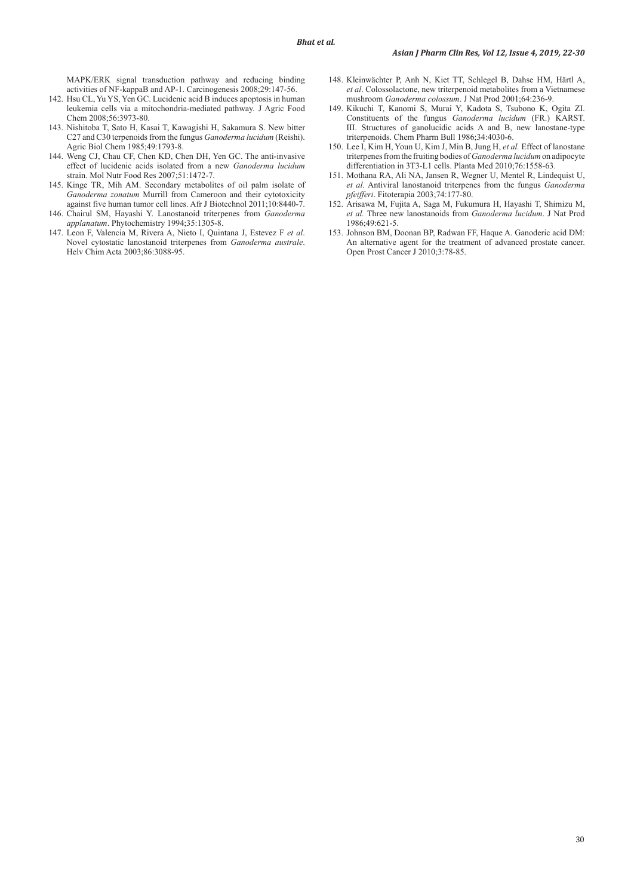MAPK/ERK signal transduction pathway and reducing binding activities of NF-kappaB and AP-1. Carcinogenesis 2008;29:147-56.

142. Hsu CL, Yu YS, Yen GC. Lucidenic acid B induces apoptosis in human leukemia cells via a mitochondria-mediated pathway. J Agric Food Chem 2008;56:3973-80.
143. Nishitoba T, Sato H, Kasai T, Kawagishi H, Sakamura S. New bitter C27 and C30 terpenoids from the fungus *Ganoderma lucidum* (Reishi). Agric Biol Chem 1985;49:1793-8.
144. Weng CJ, Chau CF, Chen KD, Chen DH, Yen GC. The anti-invasive effect of lucidenic acids isolated from a new *Ganoderma lucidum* strain. Mol Nutr Food Res 2007;51:1472-7.
145. Kinge TR, Mih AM. Secondary metabolites of oil palm isolate of *Ganoderma zonatum* Murrill from Cameroon and their cytotoxicity against five human tumor cell lines. Afr J Biotechnol 2011;10:8440-7.
146. Chairul SM, Hayashi Y. Lanostanoid triterpenes from *Ganoderma applanatum*. Phytochemistry 1994;35:1305-8.
147. Leon F, Valencia M, Rivera A, Nieto I, Quintana J, Estevez F *et al*. Novel cytostatic lanostanoid triterpenes from *Ganoderma australe*. Helv Chim Acta 2003;86:3088-95.
148. Kleinwächter P, Anh N, Kiet TT, Schlegel B, Dahse HM, Härtl A, *et al*. Colossolactone, new triterpenoid metabolites from a Vietnamese mushroom *Ganoderma colossum*. J Nat Prod 2001;64:236-9.
149. Kikuchi T, Kanomi S, Murai Y, Kadota S, Tsubono K, Ogita ZI. Constituents of the fungus *Ganoderma lucidum* (FR.) KARST. III. Structures of ganolucidic acids A and B, new lanostane-type triterpenoids. Chem Pharm Bull 1986;34:4030-6.
150. Lee I, Kim H, Youn U, Kim J, Min B, Jung H, *et al.* Effect of lanostane triterpenes from the fruiting bodies of *Ganoderma lucidum* on adipocyte differentiation in 3T3-L1 cells. Planta Med 2010;76:1558-63.
151. Mothana RA, Ali NA, Jansen R, Wegner U, Mentel R, Lindequist U, *et al.* Antiviral lanostanoid triterpenes from the fungus *Ganoderma pfeifferi*. Fitoterapia 2003;74:177-80.
152. Arisawa M, Fujita A, Saga M, Fukumura H, Hayashi T, Shimizu M, *et al.* Three new lanostanoids from *Ganoderma lucidum*. J Nat Prod 1986;49:621-5.
153. Johnson BM, Doonan BP, Radwan FF, Haque A. Ganoderic acid DM: An alternative agent for the treatment of advanced prostate cancer. Open Prost Cancer J 2010;3:78-85.